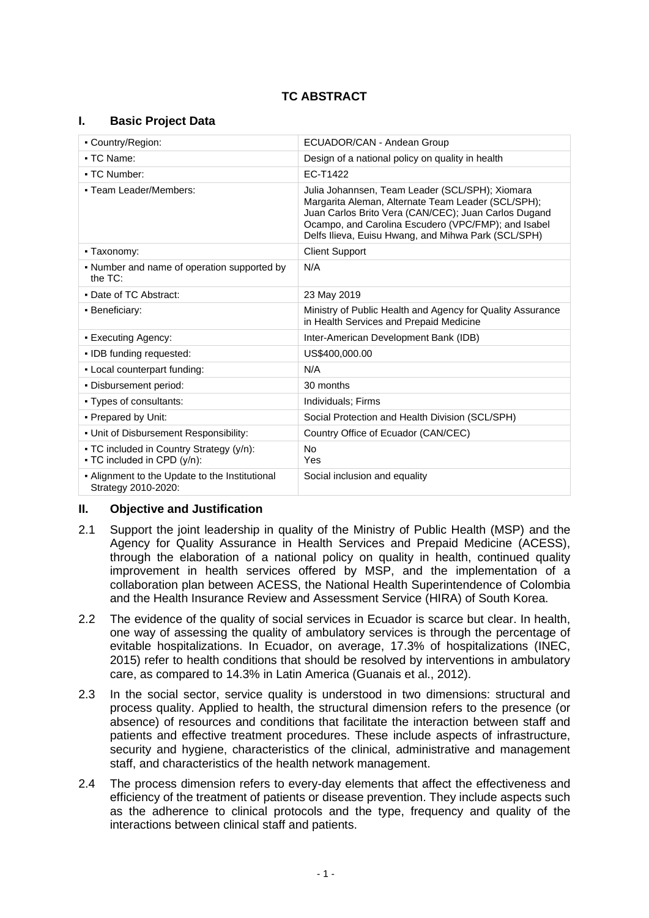# TC ABSTRACT

## I. Basic Project Data

| | |
|---|---|
| ▪ Country/Region: | ECUADOR/CAN - Andean Group |
| ▪ TC Name: | Design of a national policy on quality in health |
| ▪ TC Number: | EC-T1422 |
| ▪ Team Leader/Members: | Julia Johannsen, Team Leader (SCL/SPH); Xiomara Margarita Aleman, Alternate Team Leader (SCL/SPH); Juan Carlos Brito Vera (CAN/CEC); Juan Carlos Dugand Ocampo, and Carolina Escudero (VPC/FMP); and Isabel Delfs Ilieva, Euisu Hwang, and Mihwa Park (SCL/SPH) |
| ▪ Taxonomy: | Client Support |
| ▪ Number and name of operation supported by the TC: | N/A |
| ▪ Date of TC Abstract: | 23 May 2019 |
| ▪ Beneficiary: | Ministry of Public Health and Agency for Quality Assurance in Health Services and Prepaid Medicine |
| ▪ Executing Agency: | Inter-American Development Bank (IDB) |
| ▪ IDB funding requested: | US$400,000.00 |
| ▪ Local counterpart funding: | N/A |
| ▪ Disbursement period: | 30 months |
| ▪ Types of consultants: | Individuals; Firms |
| ▪ Prepared by Unit: | Social Protection and Health Division (SCL/SPH) |
| ▪ Unit of Disbursement Responsibility: | Country Office of Ecuador (CAN/CEC) |
| ▪ TC included in Country Strategy (y/n):<br>▪ TC included in CPD (y/n): | No<br>Yes |
| ▪ Alignment to the Update to the Institutional Strategy 2010-2020: | Social inclusion and equality |

## II. Objective and Justification

2.1 Support the joint leadership in quality of the Ministry of Public Health (MSP) and the Agency for Quality Assurance in Health Services and Prepaid Medicine (ACESS), through the elaboration of a national policy on quality in health, continued quality improvement in health services offered by MSP, and the implementation of a collaboration plan between ACESS, the National Health Superintendence of Colombia and the Health Insurance Review and Assessment Service (HIRA) of South Korea.

2.2 The evidence of the quality of social services in Ecuador is scarce but clear. In health, one way of assessing the quality of ambulatory services is through the percentage of evitable hospitalizations. In Ecuador, on average, 17.3% of hospitalizations (INEC, 2015) refer to health conditions that should be resolved by interventions in ambulatory care, as compared to 14.3% in Latin America (Guanais et al., 2012).

2.3 In the social sector, service quality is understood in two dimensions: structural and process quality. Applied to health, the structural dimension refers to the presence (or absence) of resources and conditions that facilitate the interaction between staff and patients and effective treatment procedures. These include aspects of infrastructure, security and hygiene, characteristics of the clinical, administrative and management staff, and characteristics of the health network management.

2.4 The process dimension refers to every-day elements that affect the effectiveness and efficiency of the treatment of patients or disease prevention. They include aspects such as the adherence to clinical protocols and the type, frequency and quality of the interactions between clinical staff and patients.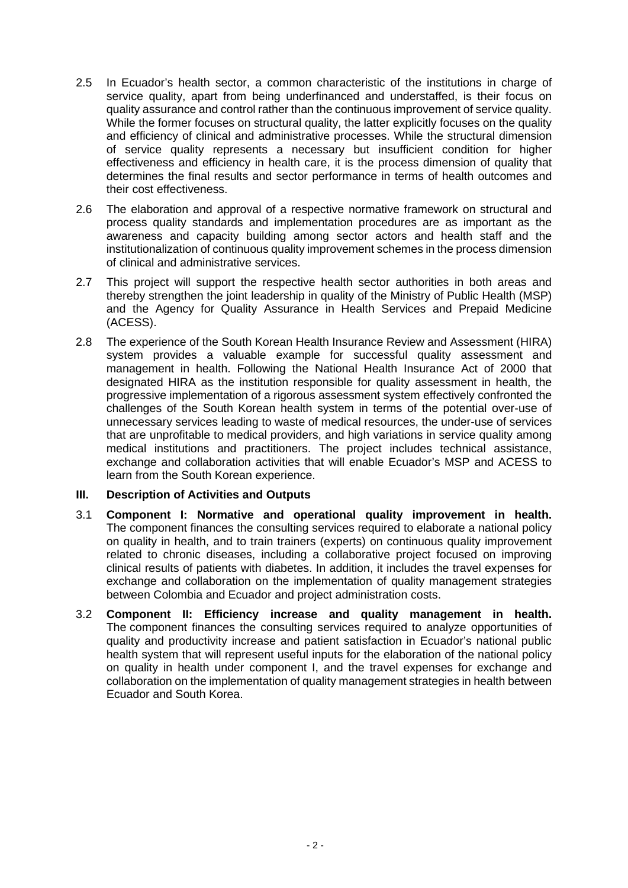2.5 In Ecuador's health sector, a common characteristic of the institutions in charge of service quality, apart from being underfinanced and understaffed, is their focus on quality assurance and control rather than the continuous improvement of service quality. While the former focuses on structural quality, the latter explicitly focuses on the quality and efficiency of clinical and administrative processes. While the structural dimension of service quality represents a necessary but insufficient condition for higher effectiveness and efficiency in health care, it is the process dimension of quality that determines the final results and sector performance in terms of health outcomes and their cost effectiveness.

2.6 The elaboration and approval of a respective normative framework on structural and process quality standards and implementation procedures are as important as the awareness and capacity building among sector actors and health staff and the institutionalization of continuous quality improvement schemes in the process dimension of clinical and administrative services.

2.7 This project will support the respective health sector authorities in both areas and thereby strengthen the joint leadership in quality of the Ministry of Public Health (MSP) and the Agency for Quality Assurance in Health Services and Prepaid Medicine (ACESS).

2.8 The experience of the South Korean Health Insurance Review and Assessment (HIRA) system provides a valuable example for successful quality assessment and management in health. Following the National Health Insurance Act of 2000 that designated HIRA as the institution responsible for quality assessment in health, the progressive implementation of a rigorous assessment system effectively confronted the challenges of the South Korean health system in terms of the potential over-use of unnecessary services leading to waste of medical resources, the under-use of services that are unprofitable to medical providers, and high variations in service quality among medical institutions and practitioners. The project includes technical assistance, exchange and collaboration activities that will enable Ecuador's MSP and ACESS to learn from the South Korean experience.

## III. Description of Activities and Outputs

3.1 **Component I: Normative and operational quality improvement in health.** The component finances the consulting services required to elaborate a national policy on quality in health, and to train trainers (experts) on continuous quality improvement related to chronic diseases, including a collaborative project focused on improving clinical results of patients with diabetes. In addition, it includes the travel expenses for exchange and collaboration on the implementation of quality management strategies between Colombia and Ecuador and project administration costs.

3.2 **Component II: Efficiency increase and quality management in health.** The component finances the consulting services required to analyze opportunities of quality and productivity increase and patient satisfaction in Ecuador's national public health system that will represent useful inputs for the elaboration of the national policy on quality in health under component I, and the travel expenses for exchange and collaboration on the implementation of quality management strategies in health between Ecuador and South Korea.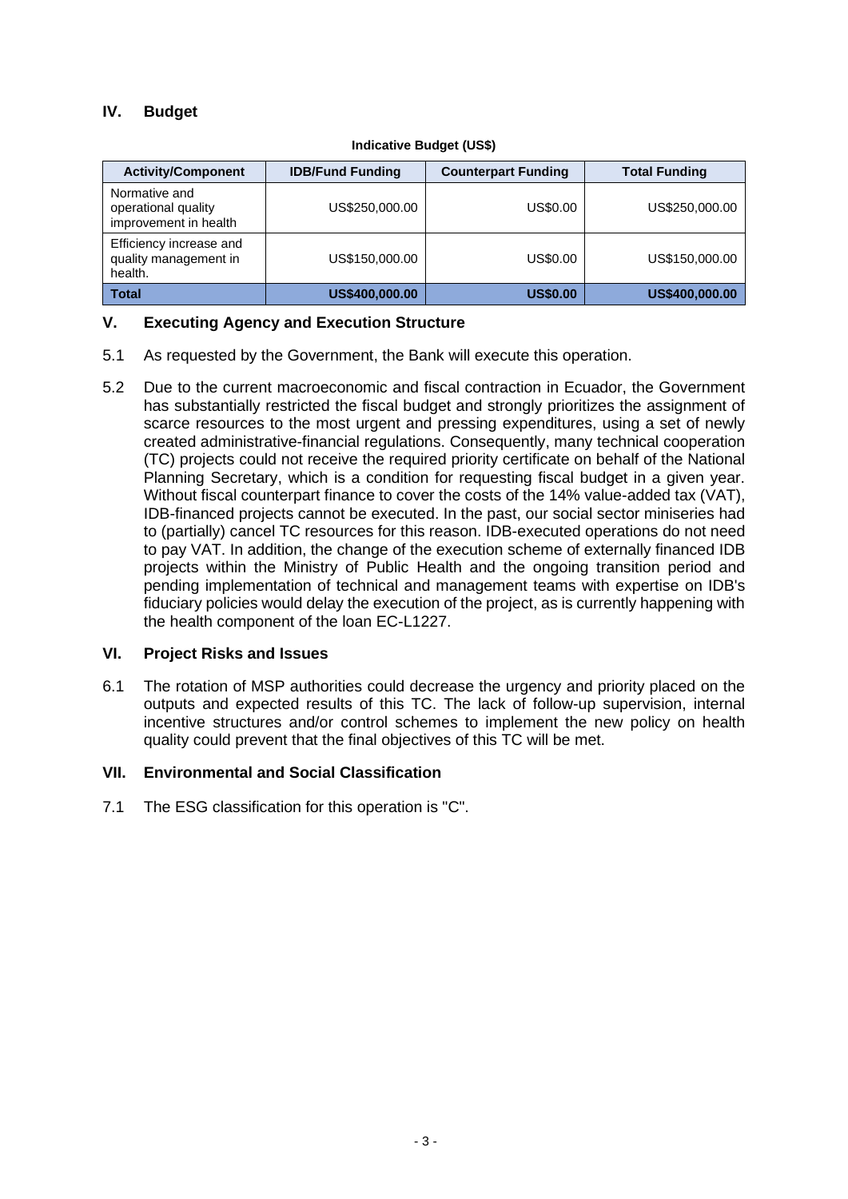## IV. Budget

**Indicative Budget (US$)**

| Activity/Component | IDB/Fund Funding | Counterpart Funding | Total Funding |
|---|---|---|---|
| Normative and operational quality improvement in health | US$250,000.00 | US$0.00 | US$250,000.00 |
| Efficiency increase and quality management in health. | US$150,000.00 | US$0.00 | US$150,000.00 |
| **Total** | **US$400,000.00** | **US$0.00** | **US$400,000.00** |

## V. Executing Agency and Execution Structure

5.1 As requested by the Government, the Bank will execute this operation.

5.2 Due to the current macroeconomic and fiscal contraction in Ecuador, the Government has substantially restricted the fiscal budget and strongly prioritizes the assignment of scarce resources to the most urgent and pressing expenditures, using a set of newly created administrative-financial regulations. Consequently, many technical cooperation (TC) projects could not receive the required priority certificate on behalf of the National Planning Secretary, which is a condition for requesting fiscal budget in a given year. Without fiscal counterpart finance to cover the costs of the 14% value-added tax (VAT), IDB-financed projects cannot be executed. In the past, our social sector miniseries had to (partially) cancel TC resources for this reason. IDB-executed operations do not need to pay VAT. In addition, the change of the execution scheme of externally financed IDB projects within the Ministry of Public Health and the ongoing transition period and pending implementation of technical and management teams with expertise on IDB's fiduciary policies would delay the execution of the project, as is currently happening with the health component of the loan EC-L1227.

## VI. Project Risks and Issues

6.1 The rotation of MSP authorities could decrease the urgency and priority placed on the outputs and expected results of this TC. The lack of follow-up supervision, internal incentive structures and/or control schemes to implement the new policy on health quality could prevent that the final objectives of this TC will be met.

## VII. Environmental and Social Classification

7.1 The ESG classification for this operation is "C".